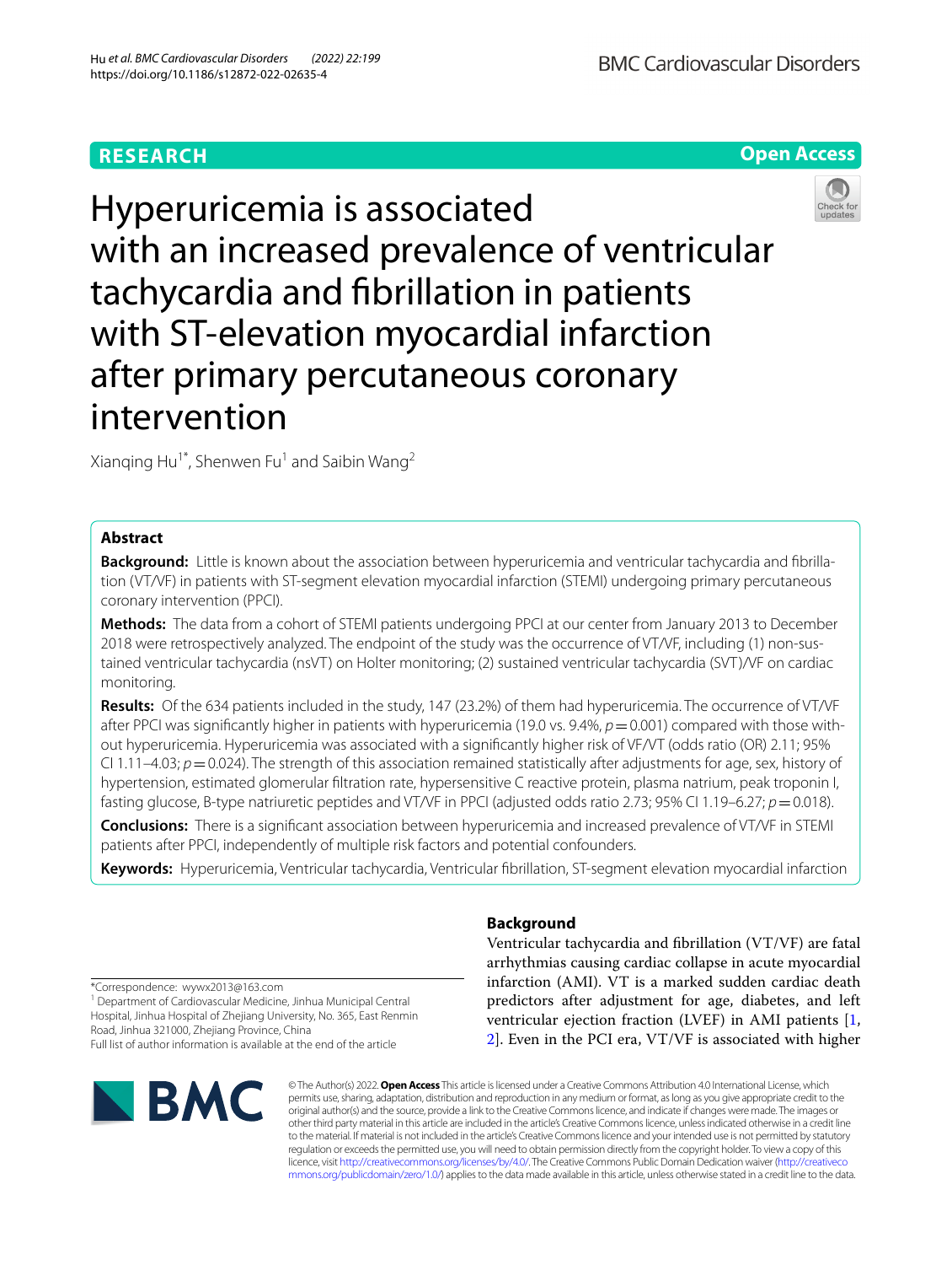**RESEARCH** **Open Access**

# Hyperuricemia is associated with an increased prevalence of ventricular tachycardia and fibrillation in patients with ST-elevation myocardial infarction after primary percutaneous coronary intervention

Xianqing Hu[1*], Shenwen Fu[1] and Saibin Wang[2]

## Abstract

**Background:** Little is known about the association between hyperuricemia and ventricular tachycardia and fibrillation (VT/VF) in patients with ST-segment elevation myocardial infarction (STEMI) undergoing primary percutaneous coronary intervention (PPCI).

**Methods:** The data from a cohort of STEMI patients undergoing PPCI at our center from January 2013 to December 2018 were retrospectively analyzed. The endpoint of the study was the occurrence of VT/VF, including (1) non-sustained ventricular tachycardia (nsVT) on Holter monitoring; (2) sustained ventricular tachycardia (SVT)/VF on cardiac monitoring.

**Results:** Of the 634 patients included in the study, 147 (23.2%) of them had hyperuricemia. The occurrence of VT/VF after PPCI was significantly higher in patients with hyperuricemia (19.0 vs. 9.4%, $p=0.001$) compared with those without hyperuricemia. Hyperuricemia was associated with a significantly higher risk of VF/VT (odds ratio (OR) 2.11; 95% CI 1.11–4.03; $p=0.024$). The strength of this association remained statistically after adjustments for age, sex, history of hypertension, estimated glomerular filtration rate, hypersensitive C reactive protein, plasma natrium, peak troponin I, fasting glucose, B-type natriuretic peptides and VT/VF in PPCI (adjusted odds ratio 2.73; 95% CI 1.19–6.27; $p=0.018$).

**Conclusions:** There is a significant association between hyperuricemia and increased prevalence of VT/VF in STEMI patients after PPCI, independently of multiple risk factors and potential confounders.

**Keywords:** Hyperuricemia, Ventricular tachycardia, Ventricular fibrillation, ST-segment elevation myocardial infarction

*Correspondence: wywx2013@163.com
[1] Department of Cardiovascular Medicine, Jinhua Municipal Central Hospital, Jinhua Hospital of Zhejiang University, No. 365, East Renmin Road, Jinhua 321000, Zhejiang Province, China
Full list of author information is available at the end of the article

## Background

Ventricular tachycardia and fibrillation (VT/VF) are fatal arrhythmias causing cardiac collapse in acute myocardial infarction (AMI). VT is a marked sudden cardiac death predictors after adjustment for age, diabetes, and left ventricular ejection fraction (LVEF) in AMI patients [1, 2]. Even in the PCI era, VT/VF is associated with higher

© The Author(s) 2022. **Open Access** This article is licensed under a Creative Commons Attribution 4.0 International License, which permits use, sharing, adaptation, distribution and reproduction in any medium or format, as long as you give appropriate credit to the original author(s) and the source, provide a link to the Creative Commons licence, and indicate if changes were made. The images or other third party material in this article are included in the article's Creative Commons licence, unless indicated otherwise in a credit line to the material. If material is not included in the article's Creative Commons licence and your intended use is not permitted by statutory regulation or exceeds the permitted use, you will need to obtain permission directly from the copyright holder. To view a copy of this licence, visit http://creativecommons.org/licenses/by/4.0/. The Creative Commons Public Domain Dedication waiver (http://creativecommons.org/publicdomain/zero/1.0/) applies to the data made available in this article, unless otherwise stated in a credit line to the data.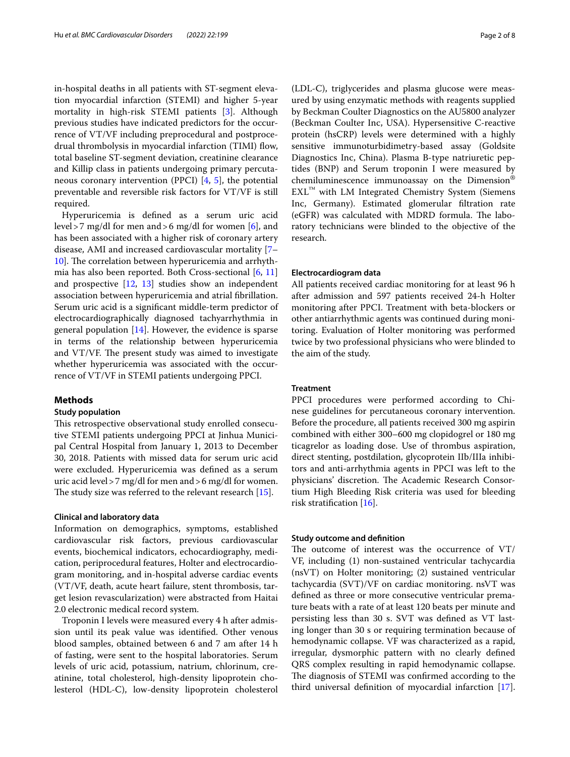in-hospital deaths in all patients with ST-segment elevation myocardial infarction (STEMI) and higher 5-year mortality in high-risk STEMI patients [3]. Although previous studies have indicated predictors for the occurrence of VT/VF including preprocedural and postprocedural thrombolysis in myocardial infarction (TIMI) flow, total baseline ST-segment deviation, creatinine clearance and Killip class in patients undergoing primary percutaneous coronary intervention (PPCI) [4, 5], the potential preventable and reversible risk factors for VT/VF is still required.

Hyperuricemia is defined as a serum uric acid level > 7 mg/dl for men and > 6 mg/dl for women [6], and has been associated with a higher risk of coronary artery disease, AMI and increased cardiovascular mortality [7–10]. The correlation between hyperuricemia and arrhythmia has also been reported. Both Cross-sectional [6, 11] and prospective [12, 13] studies show an independent association between hyperuricemia and atrial fibrillation. Serum uric acid is a significant middle-term predictor of electrocardiographically diagnosed tachyarrhythmia in general population [14]. However, the evidence is sparse in terms of the relationship between hyperuricemia and VT/VF. The present study was aimed to investigate whether hyperuricemia was associated with the occurrence of VT/VF in STEMI patients undergoing PPCI.

## Methods

### Study population

This retrospective observational study enrolled consecutive STEMI patients undergoing PPCI at Jinhua Municipal Central Hospital from January 1, 2013 to December 30, 2018. Patients with missed data for serum uric acid were excluded. Hyperuricemia was defined as a serum uric acid level > 7 mg/dl for men and > 6 mg/dl for women. The study size was referred to the relevant research [15].

### Clinical and laboratory data

Information on demographics, symptoms, established cardiovascular risk factors, previous cardiovascular events, biochemical indicators, echocardiography, medication, periprocedural features, Holter and electrocardiogram monitoring, and in-hospital adverse cardiac events (VT/VF, death, acute heart failure, stent thrombosis, target lesion revascularization) were abstracted from Haitai 2.0 electronic medical record system.

Troponin I levels were measured every 4 h after admission until its peak value was identified. Other venous blood samples, obtained between 6 and 7 am after 14 h of fasting, were sent to the hospital laboratories. Serum levels of uric acid, potassium, natrium, chlorinum, creatinine, total cholesterol, high-density lipoprotein cholesterol (HDL-C), low-density lipoprotein cholesterol (LDL-C), triglycerides and plasma glucose were measured by using enzymatic methods with reagents supplied by Beckman Coulter Diagnostics on the AU5800 analyzer (Beckman Coulter Inc, USA). Hypersensitive C-reactive protein (hsCRP) levels were determined with a highly sensitive immunoturbidimetry-based assay (Goldsite Diagnostics Inc, China). Plasma B-type natriuretic peptides (BNP) and Serum troponin I were measured by chemiluminescence immunoassay on the Dimension® EXL™ with LM Integrated Chemistry System (Siemens Inc, Germany). Estimated glomerular filtration rate (eGFR) was calculated with MDRD formula. The laboratory technicians were blinded to the objective of the research.

### Electrocardiogram data

All patients received cardiac monitoring for at least 96 h after admission and 597 patients received 24-h Holter monitoring after PPCI. Treatment with beta-blockers or other antiarrhythmic agents was continued during monitoring. Evaluation of Holter monitoring was performed twice by two professional physicians who were blinded to the aim of the study.

### Treatment

PPCI procedures were performed according to Chinese guidelines for percutaneous coronary intervention. Before the procedure, all patients received 300 mg aspirin combined with either 300–600 mg clopidogrel or 180 mg ticagrelor as loading dose. Use of thrombus aspiration, direct stenting, postdilation, glycoprotein IIb/IIIa inhibitors and anti-arrhythmia agents in PPCI was left to the physicians' discretion. The Academic Research Consortium High Bleeding Risk criteria was used for bleeding risk stratification [16].

### Study outcome and definition

The outcome of interest was the occurrence of VT/VF, including (1) non-sustained ventricular tachycardia (nsVT) on Holter monitoring; (2) sustained ventricular tachycardia (SVT)/VF on cardiac monitoring. nsVT was defined as three or more consecutive ventricular premature beats with a rate of at least 120 beats per minute and persisting less than 30 s. SVT was defined as VT lasting longer than 30 s or requiring termination because of hemodynamic collapse. VF was characterized as a rapid, irregular, dysmorphic pattern with no clearly defined QRS complex resulting in rapid hemodynamic collapse. The diagnosis of STEMI was confirmed according to the third universal definition of myocardial infarction [17].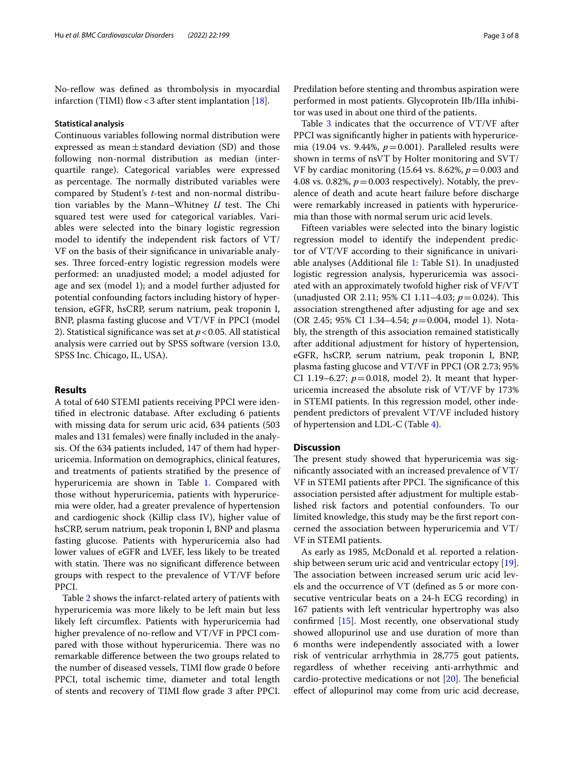No-reflow was defined as thrombolysis in myocardial infarction (TIMI) flow < 3 after stent implantation [18].

### Statistical analysis

Continuous variables following normal distribution were expressed as mean ± standard deviation (SD) and those following non-normal distribution as median (interquartile range). Categorical variables were expressed as percentage. The normally distributed variables were compared by Student's *t*-test and non-normal distribution variables by the Mann–Whitney *U* test. The Chi squared test were used for categorical variables. Variables were selected into the binary logistic regression model to identify the independent risk factors of VT/VF on the basis of their significance in univariable analyses. Three forced-entry logistic regression models were performed: an unadjusted model; a model adjusted for age and sex (model 1); and a model further adjusted for potential confounding factors including history of hypertension, eGFR, hsCRP, serum natrium, peak troponin I, BNP, plasma fasting glucose and VT/VF in PPCI (model 2). Statistical significance was set at $p < 0.05$. All statistical analysis were carried out by SPSS software (version 13.0, SPSS Inc. Chicago, IL, USA).

## Results

A total of 640 STEMI patients receiving PPCI were identified in electronic database. After excluding 6 patients with missing data for serum uric acid, 634 patients (503 males and 131 females) were finally included in the analysis. Of the 634 patients included, 147 of them had hyperuricemia. Information on demographics, clinical features, and treatments of patients stratified by the presence of hyperuricemia are shown in Table 1. Compared with those without hyperuricemia, patients with hyperuricemia were older, had a greater prevalence of hypertension and cardiogenic shock (Killip class IV), higher value of hsCRP, serum natrium, peak troponin I, BNP and plasma fasting glucose. Patients with hyperuricemia also had lower values of eGFR and LVEF, less likely to be treated with statin. There was no significant difference between groups with respect to the prevalence of VT/VF before PPCI.

Table 2 shows the infarct-related artery of patients with hyperuricemia was more likely to be left main but less likely left circumflex. Patients with hyperuricemia had higher prevalence of no-reflow and VT/VF in PPCI compared with those without hyperuricemia. There was no remarkable difference between the two groups related to the number of diseased vessels, TIMI flow grade 0 before PPCI, total ischemic time, diameter and total length of stents and recovery of TIMI flow grade 3 after PPCI. Predilation before stenting and thrombus aspiration were performed in most patients. Glycoprotein IIb/IIIa inhibitor was used in about one third of the patients.

Table 3 indicates that the occurrence of VT/VF after PPCI was significantly higher in patients with hyperuricemia (19.04 vs. 9.44%, $p = 0.001$). Paralleled results were shown in terms of nsVT by Holter monitoring and SVT/VF by cardiac monitoring (15.64 vs. 8.62%, $p = 0.003$ and 4.08 vs. 0.82%, $p = 0.003$ respectively). Notably, the prevalence of death and acute heart failure before discharge were remarkably increased in patients with hyperuricemia than those with normal serum uric acid levels.

Fifteen variables were selected into the binary logistic regression model to identify the independent predictor of VT/VF according to their significance in univariable analyses (Additional file 1: Table S1). In unadjusted logistic regression analysis, hyperuricemia was associated with an approximately twofold higher risk of VF/VT (unadjusted OR 2.11; 95% CI 1.11–4.03; $p = 0.024$). This association strengthened after adjusting for age and sex (OR 2.45; 95% CI 1.34–4.54; $p = 0.004$, model 1). Notably, the strength of this association remained statistically after additional adjustment for history of hypertension, eGFR, hsCRP, serum natrium, peak troponin I, BNP, plasma fasting glucose and VT/VF in PPCI (OR 2.73; 95% CI 1.19–6.27; $p = 0.018$, model 2). It meant that hyperuricemia increased the absolute risk of VT/VF by 173% in STEMI patients. In this regression model, other independent predictors of prevalent VT/VF included history of hypertension and LDL-C (Table 4).

## Discussion

The present study showed that hyperuricemia was significantly associated with an increased prevalence of VT/VF in STEMI patients after PPCI. The significance of this association persisted after adjustment for multiple established risk factors and potential confounders. To our limited knowledge, this study may be the first report concerned the association between hyperuricemia and VT/VF in STEMI patients.

As early as 1985, McDonald et al. reported a relationship between serum uric acid and ventricular ectopy [19]. The association between increased serum uric acid levels and the occurrence of VT (defined as 5 or more consecutive ventricular beats on a 24-h ECG recording) in 167 patients with left ventricular hypertrophy was also confirmed [15]. Most recently, one observational study showed allopurinol use and use duration of more than 6 months were independently associated with a lower risk of ventricular arrhythmia in 28,775 gout patients, regardless of whether receiving anti-arrhythmic and cardio-protective medications or not [20]. The beneficial effect of allopurinol may come from uric acid decrease,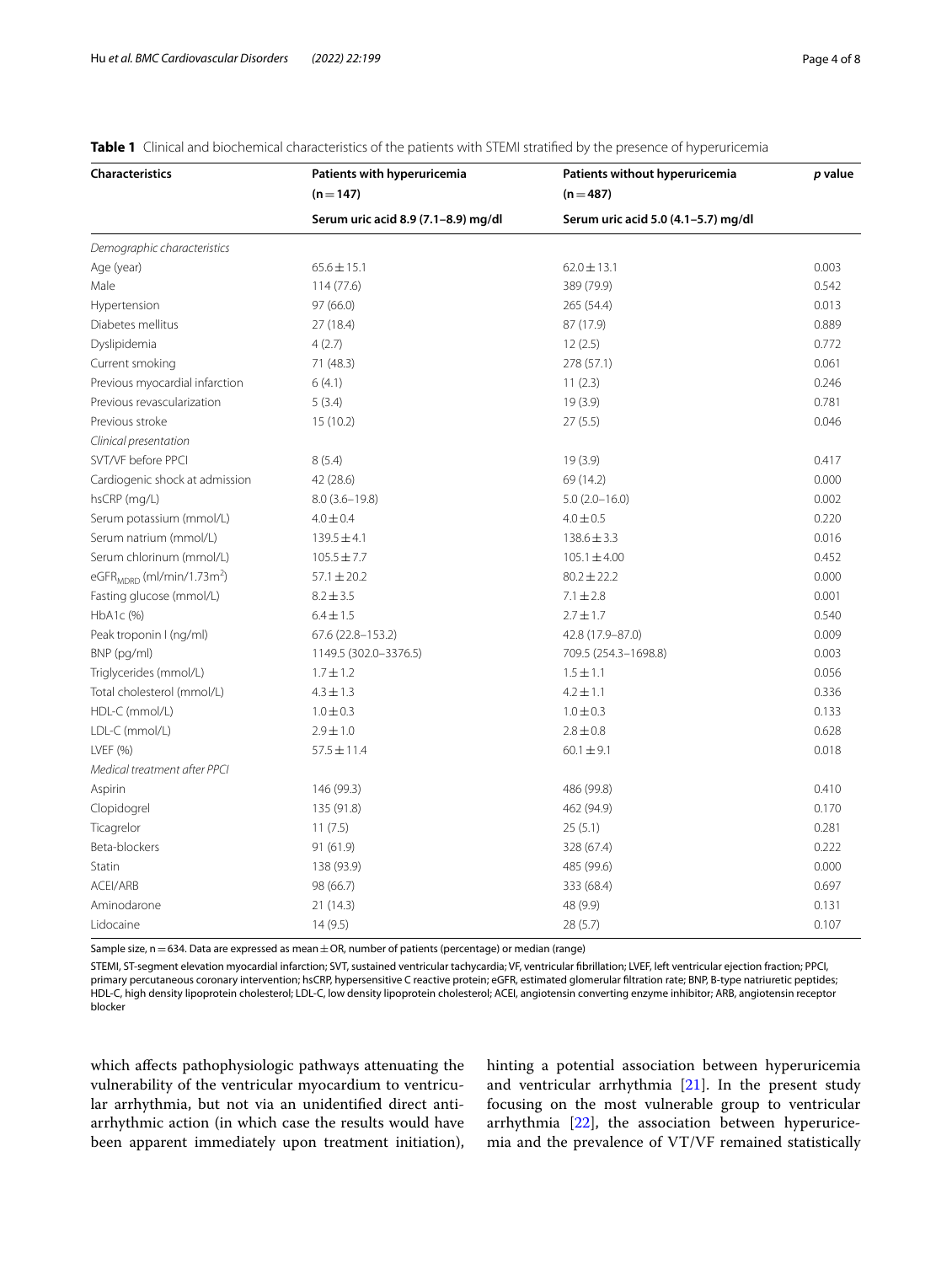**Table 1** Clinical and biochemical characteristics of the patients with STEMI stratified by the presence of hyperuricemia

| Characteristics | Patients with hyperuricemia (n = 147) | Patients without hyperuricemia (n = 487) | *p* value |
|---|---|---|---|
| | Serum uric acid 8.9 (7.1–8.9) mg/dl | Serum uric acid 5.0 (4.1–5.7) mg/dl | |
| *Demographic characteristics* | | | |
| Age (year) | 65.6 ± 15.1 | 62.0 ± 13.1 | 0.003 |
| Male | 114 (77.6) | 389 (79.9) | 0.542 |
| Hypertension | 97 (66.0) | 265 (54.4) | 0.013 |
| Diabetes mellitus | 27 (18.4) | 87 (17.9) | 0.889 |
| Dyslipidemia | 4 (2.7) | 12 (2.5) | 0.772 |
| Current smoking | 71 (48.3) | 278 (57.1) | 0.061 |
| Previous myocardial infarction | 6 (4.1) | 11 (2.3) | 0.246 |
| Previous revascularization | 5 (3.4) | 19 (3.9) | 0.781 |
| Previous stroke | 15 (10.2) | 27 (5.5) | 0.046 |
| *Clinical presentation* | | | |
| SVT/VF before PPCI | 8 (5.4) | 19 (3.9) | 0.417 |
| Cardiogenic shock at admission | 42 (28.6) | 69 (14.2) | 0.000 |
| hsCRP (mg/L) | 8.0 (3.6–19.8) | 5.0 (2.0–16.0) | 0.002 |
| Serum potassium (mmol/L) | 4.0 ± 0.4 | 4.0 ± 0.5 | 0.220 |
| Serum natrium (mmol/L) | 139.5 ± 4.1 | 138.6 ± 3.3 | 0.016 |
| Serum chlorinum (mmol/L) | 105.5 ± 7.7 | 105.1 ± 4.00 | 0.452 |
| $eGFR_{MDRD}$ (ml/min/1.73m$^2$) | 57.1 ± 20.2 | 80.2 ± 22.2 | 0.000 |
| Fasting glucose (mmol/L) | 8.2 ± 3.5 | 7.1 ± 2.8 | 0.001 |
| HbA1c (%) | 6.4 ± 1.5 | 2.7 ± 1.7 | 0.540 |
| Peak troponin I (ng/ml) | 67.6 (22.8–153.2) | 42.8 (17.9–87.0) | 0.009 |
| BNP (pg/ml) | 1149.5 (302.0–3376.5) | 709.5 (254.3–1698.8) | 0.003 |
| Triglycerides (mmol/L) | 1.7 ± 1.2 | 1.5 ± 1.1 | 0.056 |
| Total cholesterol (mmol/L) | 4.3 ± 1.3 | 4.2 ± 1.1 | 0.336 |
| HDL-C (mmol/L) | 1.0 ± 0.3 | 1.0 ± 0.3 | 0.133 |
| LDL-C (mmol/L) | 2.9 ± 1.0 | 2.8 ± 0.8 | 0.628 |
| LVEF (%) | 57.5 ± 11.4 | 60.1 ± 9.1 | 0.018 |
| *Medical treatment after PPCI* | | | |
| Aspirin | 146 (99.3) | 486 (99.8) | 0.410 |
| Clopidogrel | 135 (91.8) | 462 (94.9) | 0.170 |
| Ticagrelor | 11 (7.5) | 25 (5.1) | 0.281 |
| Beta-blockers | 91 (61.9) | 328 (67.4) | 0.222 |
| Statin | 138 (93.9) | 485 (99.6) | 0.000 |
| ACEI/ARB | 98 (66.7) | 333 (68.4) | 0.697 |
| Aminodarone | 21 (14.3) | 48 (9.9) | 0.131 |
| Lidocaine | 14 (9.5) | 28 (5.7) | 0.107 |

Sample size, n = 634. Data are expressed as mean ± OR, number of patients (percentage) or median (range)

STEMI, ST-segment elevation myocardial infarction; SVT, sustained ventricular tachycardia; VF, ventricular fibrillation; LVEF, left ventricular ejection fraction; PPCI, primary percutaneous coronary intervention; hsCRP, hypersensitive C reactive protein; eGFR, estimated glomerular filtration rate; BNP, B-type natriuretic peptides; HDL-C, high density lipoprotein cholesterol; LDL-C, low density lipoprotein cholesterol; ACEI, angiotensin converting enzyme inhibitor; ARB, angiotensin receptor blocker

which affects pathophysiologic pathways attenuating the vulnerability of the ventricular myocardium to ventricular arrhythmia, but not via an unidentified direct anti-arrhythmic action (in which case the results would have been apparent immediately upon treatment initiation), hinting a potential association between hyperuricemia and ventricular arrhythmia [21]. In the present study focusing on the most vulnerable group to ventricular arrhythmia [22], the association between hyperuricemia and the prevalence of VT/VF remained statistically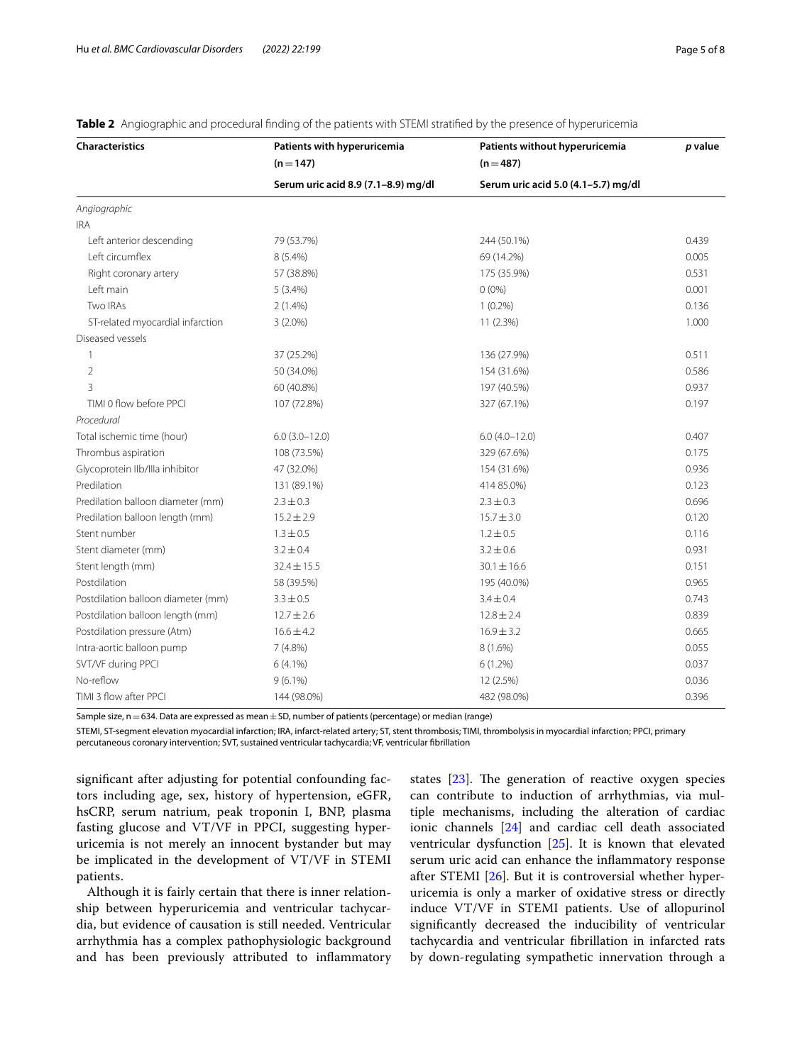**Table 2** Angiographic and procedural finding of the patients with STEMI stratified by the presence of hyperuricemia

| Characteristics | Patients with hyperuricemia (n = 147) | Patients without hyperuricemia (n = 487) | *p* value |
|---|---|---|---|
| | Serum uric acid 8.9 (7.1–8.9) mg/dl | Serum uric acid 5.0 (4.1–5.7) mg/dl | |
| *Angiographic* | | | |
| IRA | | | |
| Left anterior descending | 79 (53.7%) | 244 (50.1%) | 0.439 |
| Left circumflex | 8 (5.4%) | 69 (14.2%) | 0.005 |
| Right coronary artery | 57 (38.8%) | 175 (35.9%) | 0.531 |
| Left main | 5 (3.4%) | 0 (0%) | 0.001 |
| Two IRAs | 2 (1.4%) | 1 (0.2%) | 0.136 |
| ST-related myocardial infarction | 3 (2.0%) | 11 (2.3%) | 1.000 |
| Diseased vessels | | | |
| 1 | 37 (25.2%) | 136 (27.9%) | 0.511 |
| 2 | 50 (34.0%) | 154 (31.6%) | 0.586 |
| 3 | 60 (40.8%) | 197 (40.5%) | 0.937 |
| TIMI 0 flow before PPCI | 107 (72.8%) | 327 (67.1%) | 0.197 |
| *Procedural* | | | |
| Total ischemic time (hour) | 6.0 (3.0–12.0) | 6.0 (4.0–12.0) | 0.407 |
| Thrombus aspiration | 108 (73.5%) | 329 (67.6%) | 0.175 |
| Glycoprotein IIb/IIIa inhibitor | 47 (32.0%) | 154 (31.6%) | 0.936 |
| Predilation | 131 (89.1%) | 414 85.0%) | 0.123 |
| Predilation balloon diameter (mm) | 2.3 ± 0.3 | 2.3 ± 0.3 | 0.696 |
| Predilation balloon length (mm) | 15.2 ± 2.9 | 15.7 ± 3.0 | 0.120 |
| Stent number | 1.3 ± 0.5 | 1.2 ± 0.5 | 0.116 |
| Stent diameter (mm) | 3.2 ± 0.4 | 3.2 ± 0.6 | 0.931 |
| Stent length (mm) | 32.4 ± 15.5 | 30.1 ± 16.6 | 0.151 |
| Postdilation | 58 (39.5%) | 195 (40.0%) | 0.965 |
| Postdilation balloon diameter (mm) | 3.3 ± 0.5 | 3.4 ± 0.4 | 0.743 |
| Postdilation balloon length (mm) | 12.7 ± 2.6 | 12.8 ± 2.4 | 0.839 |
| Postdilation pressure (Atm) | 16.6 ± 4.2 | 16.9 ± 3.2 | 0.665 |
| Intra-aortic balloon pump | 7 (4.8%) | 8 (1.6%) | 0.055 |
| SVT/VF during PPCI | 6 (4.1%) | 6 (1.2%) | 0.037 |
| No-reflow | 9 (6.1%) | 12 (2.5%) | 0.036 |
| TIMI 3 flow after PPCI | 144 (98.0%) | 482 (98.0%) | 0.396 |

Sample size, n = 634. Data are expressed as mean ± SD, number of patients (percentage) or median (range)

STEMI, ST-segment elevation myocardial infarction; IRA, infarct-related artery; ST, stent thrombosis; TIMI, thrombolysis in myocardial infarction; PPCI, primary percutaneous coronary intervention; SVT, sustained ventricular tachycardia; VF, ventricular fibrillation

significant after adjusting for potential confounding factors including age, sex, history of hypertension, eGFR, hsCRP, serum natrium, peak troponin I, BNP, plasma fasting glucose and VT/VF in PPCI, suggesting hyperuricemia is not merely an innocent bystander but may be implicated in the development of VT/VF in STEMI patients.

Although it is fairly certain that there is inner relationship between hyperuricemia and ventricular tachycardia, but evidence of causation is still needed. Ventricular arrhythmia has a complex pathophysiologic background and has been previously attributed to inflammatory states [23]. The generation of reactive oxygen species can contribute to induction of arrhythmias, via multiple mechanisms, including the alteration of cardiac ionic channels [24] and cardiac cell death associated ventricular dysfunction [25]. It is known that elevated serum uric acid can enhance the inflammatory response after STEMI [26]. But it is controversial whether hyperuricemia is only a marker of oxidative stress or directly induce VT/VF in STEMI patients. Use of allopurinol significantly decreased the inducibility of ventricular tachycardia and ventricular fibrillation in infarcted rats by down-regulating sympathetic innervation through a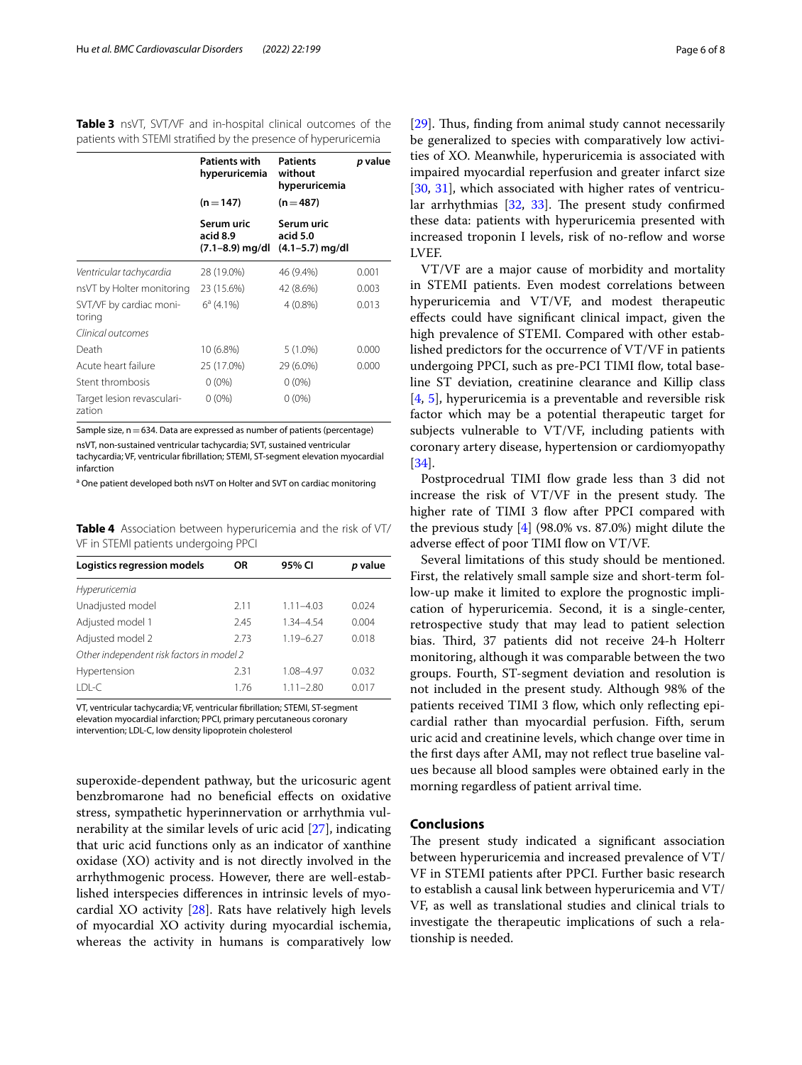**Table 3** nsVT, SVT/VF and in-hospital clinical outcomes of the patients with STEMI stratified by the presence of hyperuricemia

| | Patients with hyperuricemia | Patients without hyperuricemia | *p* value |
|---|---|---|---|
| | (n = 147) | (n = 487) | |
| | Serum uric acid 8.9 (7.1–8.9) mg/dl | Serum uric acid 5.0 (4.1–5.7) mg/dl | |
| *Ventricular tachycardia* | 28 (19.0%) | 46 (9.4%) | 0.001 |
| nsVT by Holter monitoring | 23 (15.6%) | 42 (8.6%) | 0.003 |
| SVT/VF by cardiac monitoring | 6[a] (4.1%) | 4 (0.8%) | 0.013 |
| *Clinical outcomes* | | | |
| Death | 10 (6.8%) | 5 (1.0%) | 0.000 |
| Acute heart failure | 25 (17.0%) | 29 (6.0%) | 0.000 |
| Stent thrombosis | 0 (0%) | 0 (0%) | |
| Target lesion revascularization | 0 (0%) | 0 (0%) | |

Sample size, n = 634. Data are expressed as number of patients (percentage)

nsVT, non-sustained ventricular tachycardia; SVT, sustained ventricular tachycardia; VF, ventricular fibrillation; STEMI, ST-segment elevation myocardial infarction

[a] One patient developed both nsVT on Holter and SVT on cardiac monitoring

**Table 4** Association between hyperuricemia and the risk of VT/VF in STEMI patients undergoing PPCI

| Logistics regression models | OR | 95% CI | *p* value |
|---|---|---|---|
| *Hyperuricemia* | | | |
| Unadjusted model | 2.11 | 1.11–4.03 | 0.024 |
| Adjusted model 1 | 2.45 | 1.34–4.54 | 0.004 |
| Adjusted model 2 | 2.73 | 1.19–6.27 | 0.018 |
| *Other independent risk factors in model 2* | | | |
| Hypertension | 2.31 | 1.08–4.97 | 0.032 |
| LDL-C | 1.76 | 1.11–2.80 | 0.017 |

VT, ventricular tachycardia; VF, ventricular fibrillation; STEMI, ST-segment elevation myocardial infarction; PPCI, primary percutaneous coronary intervention; LDL-C, low density lipoprotein cholesterol

superoxide-dependent pathway, but the uricosuric agent benzbromarone had no beneficial effects on oxidative stress, sympathetic hyperinnervation or arrhythmia vulnerability at the similar levels of uric acid [27], indicating that uric acid functions only as an indicator of xanthine oxidase (XO) activity and is not directly involved in the arrhythmogenic process. However, there are well-established interspecies differences in intrinsic levels of myocardial XO activity [28]. Rats have relatively high levels of myocardial XO activity during myocardial ischemia, whereas the activity in humans is comparatively low [29]. Thus, finding from animal study cannot necessarily be generalized to species with comparatively low activities of XO. Meanwhile, hyperuricemia is associated with impaired myocardial reperfusion and greater infarct size [30, 31], which associated with higher rates of ventricular arrhythmias [32, 33]. The present study confirmed these data: patients with hyperuricemia presented with increased troponin I levels, risk of no-reflow and worse LVEF.

VT/VF are a major cause of morbidity and mortality in STEMI patients. Even modest correlations between hyperuricemia and VT/VF, and modest therapeutic effects could have significant clinical impact, given the high prevalence of STEMI. Compared with other established predictors for the occurrence of VT/VF in patients undergoing PPCI, such as pre-PCI TIMI flow, total baseline ST deviation, creatinine clearance and Killip class [4, 5], hyperuricemia is a preventable and reversible risk factor which may be a potential therapeutic target for subjects vulnerable to VT/VF, including patients with coronary artery disease, hypertension or cardiomyopathy [34].

Postprocedrual TIMI flow grade less than 3 did not increase the risk of VT/VF in the present study. The higher rate of TIMI 3 flow after PPCI compared with the previous study [4] (98.0% vs. 87.0%) might dilute the adverse effect of poor TIMI flow on VT/VF.

Several limitations of this study should be mentioned. First, the relatively small sample size and short-term follow-up make it limited to explore the prognostic implication of hyperuricemia. Second, it is a single-center, retrospective study that may lead to patient selection bias. Third, 37 patients did not receive 24-h Holterr monitoring, although it was comparable between the two groups. Fourth, ST-segment deviation and resolution is not included in the present study. Although 98% of the patients received TIMI 3 flow, which only reflecting epicardial rather than myocardial perfusion. Fifth, serum uric acid and creatinine levels, which change over time in the first days after AMI, may not reflect true baseline values because all blood samples were obtained early in the morning regardless of patient arrival time.

## Conclusions

The present study indicated a significant association between hyperuricemia and increased prevalence of VT/VF in STEMI patients after PPCI. Further basic research to establish a causal link between hyperuricemia and VT/VF, as well as translational studies and clinical trials to investigate the therapeutic implications of such a relationship is needed.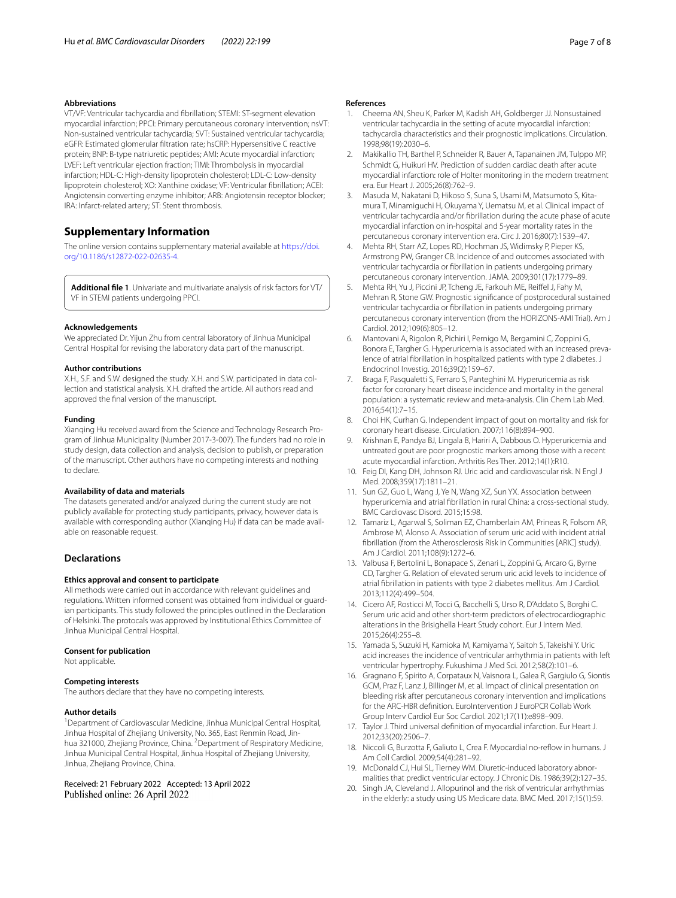### Abbreviations

VT/VF: Ventricular tachycardia and fibrillation; STEMI: ST-segment elevation myocardial infarction; PPCI: Primary percutaneous coronary intervention; nsVT: Non-sustained ventricular tachycardia; SVT: Sustained ventricular tachycardia; eGFR: Estimated glomerular filtration rate; hsCRP: Hypersensitive C reactive protein; BNP: B-type natriuretic peptides; AMI: Acute myocardial infarction; LVEF: Left ventricular ejection fraction; TIMI: Thrombolysis in myocardial infarction; HDL-C: High-density lipoprotein cholesterol; LDL-C: Low-density lipoprotein cholesterol; XO: Xanthine oxidase; VF: Ventricular fibrillation; ACEI: Angiotensin converting enzyme inhibitor; ARB: Angiotensin receptor blocker; IRA: Infarct-related artery; ST: Stent thrombosis.

## Supplementary Information

The online version contains supplementary material available at https://doi.org/10.1186/s12872-022-02635-4.

**Additional file 1**. Univariate and multivariate analysis of risk factors for VT/VF in STEMI patients undergoing PPCI.

### Acknowledgements

We appreciated Dr. Yijun Zhu from central laboratory of Jinhua Municipal Central Hospital for revising the laboratory data part of the manuscript.

### Author contributions

X.H., S.F. and S.W. designed the study. X.H. and S.W. participated in data collection and statistical analysis. X.H. drafted the article. All authors read and approved the final version of the manuscript.

### Funding

Xianqing Hu received award from the Science and Technology Research Program of Jinhua Municipality (Number 2017-3-007). The funders had no role in study design, data collection and analysis, decision to publish, or preparation of the manuscript. Other authors have no competing interests and nothing to declare.

### Availability of data and materials

The datasets generated and/or analyzed during the current study are not publicly available for protecting study participants, privacy, however data is available with corresponding author (Xianqing Hu) if data can be made available on reasonable request.

## Declarations

### Ethics approval and consent to participate

All methods were carried out in accordance with relevant guidelines and regulations. Written informed consent was obtained from individual or guardian participants. This study followed the principles outlined in the Declaration of Helsinki. The protocals was approved by Institutional Ethics Committee of Jinhua Municipal Central Hospital.

### Consent for publication

Not applicable.

### Competing interests

The authors declare that they have no competing interests.

### Author details

[1]Department of Cardiovascular Medicine, Jinhua Municipal Central Hospital, Jinhua Hospital of Zhejiang University, No. 365, East Renmin Road, Jinhua 321000, Zhejiang Province, China. [2]Department of Respiratory Medicine, Jinhua Municipal Central Hospital, Jinhua Hospital of Zhejiang University, Jinhua, Zhejiang Province, China.

Received: 21 February 2022 Accepted: 13 April 2022
Published online: 26 April 2022

### References

1. Cheema AN, Sheu K, Parker M, Kadish AH, Goldberger JJ. Nonsustained ventricular tachycardia in the setting of acute myocardial infarction: tachycardia characteristics and their prognostic implications. Circulation. 1998;98(19):2030–6.
2. Makikallio TH, Barthel P, Schneider R, Bauer A, Tapanainen JM, Tulppo MP, Schmidt G, Huikuri HV. Prediction of sudden cardiac death after acute myocardial infarction: role of Holter monitoring in the modern treatment era. Eur Heart J. 2005;26(8):762–9.
3. Masuda M, Nakatani D, Hikoso S, Suna S, Usami M, Matsumoto S, Kitamura T, Minamiguchi H, Okuyama Y, Uematsu M, et al. Clinical impact of ventricular tachycardia and/or fibrillation during the acute phase of acute myocardial infarction on in-hospital and 5-year mortality rates in the percutaneous coronary intervention era. Circ J. 2016;80(7):1539–47.
4. Mehta RH, Starr AZ, Lopes RD, Hochman JS, Widimsky P, Pieper KS, Armstrong PW, Granger CB. Incidence of and outcomes associated with ventricular tachycardia or fibrillation in patients undergoing primary percutaneous coronary intervention. JAMA. 2009;301(17):1779–89.
5. Mehta RH, Yu J, Piccini JP, Tcheng JE, Farkouh ME, Reiffel J, Fahy M, Mehran R, Stone GW. Prognostic significance of postprocedural sustained ventricular tachycardia or fibrillation in patients undergoing primary percutaneous coronary intervention (from the HORIZONS-AMI Trial). Am J Cardiol. 2012;109(6):805–12.
6. Mantovani A, Rigolon R, Pichiri I, Pernigo M, Bergamini C, Zoppini G, Bonora E, Targher G. Hyperuricemia is associated with an increased prevalence of atrial fibrillation in hospitalized patients with type 2 diabetes. J Endocrinol Investig. 2016;39(2):159–67.
7. Braga F, Pasqualetti S, Ferraro S, Panteghini M. Hyperuricemia as risk factor for coronary heart disease incidence and mortality in the general population: a systematic review and meta-analysis. Clin Chem Lab Med. 2016;54(1):7–15.
8. Choi HK, Curhan G. Independent impact of gout on mortality and risk for coronary heart disease. Circulation. 2007;116(8):894–900.
9. Krishnan E, Pandya BJ, Lingala B, Hariri A, Dabbous O. Hyperuricemia and untreated gout are poor prognostic markers among those with a recent acute myocardial infarction. Arthritis Res Ther. 2012;14(1):R10.
10. Feig DI, Kang DH, Johnson RJ. Uric acid and cardiovascular risk. N Engl J Med. 2008;359(17):1811–21.
11. Sun GZ, Guo L, Wang J, Ye N, Wang XZ, Sun YX. Association between hyperuricemia and atrial fibrillation in rural China: a cross-sectional study. BMC Cardiovasc Disord. 2015;15:98.
12. Tamariz L, Agarwal S, Soliman EZ, Chamberlain AM, Prineas R, Folsom AR, Ambrose M, Alonso A. Association of serum uric acid with incident atrial fibrillation (from the Atherosclerosis Risk in Communities [ARIC] study). Am J Cardiol. 2011;108(9):1272–6.
13. Valbusa F, Bertolini L, Bonapace S, Zenari L, Zoppini G, Arcaro G, Byrne CD, Targher G. Relation of elevated serum uric acid levels to incidence of atrial fibrillation in patients with type 2 diabetes mellitus. Am J Cardiol. 2013;112(4):499–504.
14. Cicero AF, Rosticci M, Tocci G, Bacchelli S, Urso R, D'Addato S, Borghi C. Serum uric acid and other short-term predictors of electrocardiographic alterations in the Brisighella Heart Study cohort. Eur J Intern Med. 2015;26(4):255–8.
15. Yamada S, Suzuki H, Kamioka M, Kamiyama Y, Saitoh S, Takeishi Y. Uric acid increases the incidence of ventricular arrhythmia in patients with left ventricular hypertrophy. Fukushima J Med Sci. 2012;58(2):101–6.
16. Gragnano F, Spirito A, Corpataux N, Vaisnora L, Galea R, Gargiulo G, Siontis GCM, Praz F, Lanz J, Billinger M, et al. Impact of clinical presentation on bleeding risk after percutaneous coronary intervention and implications for the ARC-HBR definition. EuroIntervention J EuroPCR Collab Work Group Interv Cardiol Eur Soc Cardiol. 2021;17(11):e898–909.
17. Taylor J. Third universal definition of myocardial infarction. Eur Heart J. 2012;33(20):2506–7.
18. Niccoli G, Burzotta F, Galiuto L, Crea F. Myocardial no-reflow in humans. J Am Coll Cardiol. 2009;54(4):281–92.
19. McDonald CJ, Hui SL, Tierney WM. Diuretic-induced laboratory abnormalities that predict ventricular ectopy. J Chronic Dis. 1986;39(2):127–35.
20. Singh JA, Cleveland J. Allopurinol and the risk of ventricular arrhythmias in the elderly: a study using US Medicare data. BMC Med. 2017;15(1):59.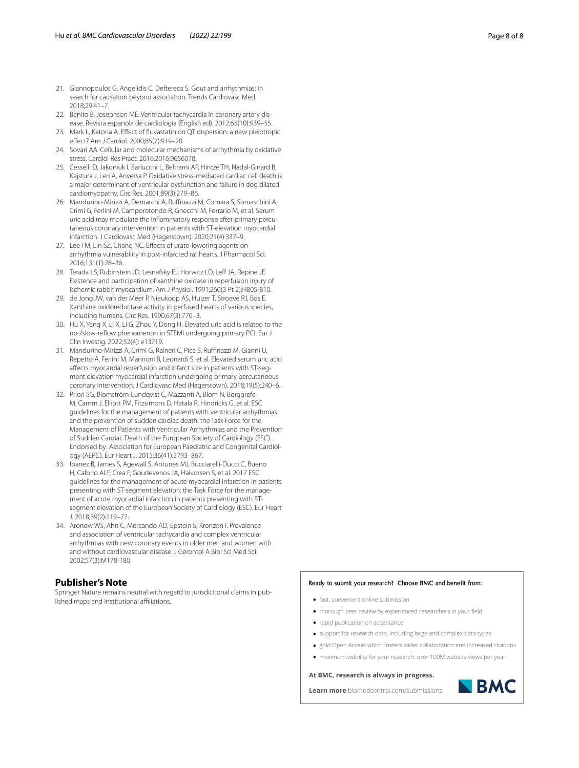21. Giannopoulos G, Angelidis C, Deftereos S. Gout and arrhythmias: In search for causation beyond association. Trends Cardiovasc Med. 2018;29:41–7.
22. Benito B, Josephson ME. Ventricular tachycardia in coronary artery disease. Revista espanola de cardiologia (English ed). 2012;65(10):939–55.
23. Mark L, Katona A. Effect of fluvastatin on QT dispersion: a new pleiotropic effect? Am J Cardiol. 2000;85(7):919–20.
24. Sovari AA. Cellular and molecular mechanisms of arrhythmia by oxidative stress. Cardiol Res Pract. 2016;2016:9656078.
25. Cesselli D, Jakoniuk I, Barlucchi L, Beltrami AP, Hintze TH, Nadal-Ginard B, Kajstura J, Leri A, Anversa P. Oxidative stress-mediated cardiac cell death is a major determinant of ventricular dysfunction and failure in dog dilated cardiomyopathy. Circ Res. 2001;89(3):279–86.
26. Mandurino-Mirizzi A, Demarchi A, Ruffinazzi M, Cornara S, Somaschini A, Crimi G, Ferlini M, Camporotondo R, Gnecchi M, Ferrario M, et al. Serum uric acid may modulate the inflammatory response after primary percutaneous coronary intervention in patients with ST-elevation myocardial infarction. J Cardiovasc Med (Hagerstown). 2020;21(4):337–9.
27. Lee TM, Lin SZ, Chang NC. Effects of urate-lowering agents on arrhythmia vulnerability in post-infarcted rat hearts. J Pharmacol Sci. 2016;131(1):28–36.
28. Terada LS, Rubinstein JD, Lesnefsky EJ, Horwitz LD, Leff JA, Repine JE. Existence and participation of xanthine oxidase in reperfusion injury of ischemic rabbit myocardium. Am J Physiol. 1991;260(3 Pt 2):H805-810.
29. de Jong JW, van der Meer P, Nieukoop AS, Huizer T, Stroeve RJ, Bos E. Xanthine oxidoreductase activity in perfused hearts of various species, including humans. Circ Res. 1990;67(3):770–3.
30. Hu X, Yang X, Li X, Li G, Zhou Y, Dong H. Elevated uric acid is related to the no-/slow-reflow phenomenon in STEMI undergoing primary PCI. Eur J Clin Investig. 2022;52(4): e13719.
31. Mandurino-Mirizzi A, Crimi G, Raineri C, Pica S, Ruffinazzi M, Gianni U, Repetto A, Ferlini M, Marinoni B, Leonardi S, et al. Elevated serum uric acid affects myocardial reperfusion and infarct size in patients with ST-segment elevation myocardial infarction undergoing primary percutaneous coronary intervention. J Cardiovasc Med (Hagerstown). 2018;19(5):240–6.
32. Priori SG, Blomström-Lundqvist C, Mazzanti A, Blom N, Borggrefe M, Camm J, Elliott PM, Fitzsimons D, Hatala R, Hindricks G, et al. ESC guidelines for the management of patients with ventricular arrhythmias and the prevention of sudden cardiac death: the Task Force for the Management of Patients with Ventricular Arrhythmias and the Prevention of Sudden Cardiac Death of the European Society of Cardiology (ESC). Endorsed by: Association for European Paediatric and Congenital Cardiology (AEPC). Eur Heart J. 2015;36(41):2793–867.
33. Ibanez B, James S, Agewall S, Antunes MJ, Bucciarelli-Ducci C, Bueno H, Caforio ALP, Crea F, Goudevenos JA, Halvorsen S, et al. 2017 ESC guidelines for the management of acute myocardial infarction in patients presenting with ST-segment elevation: the Task Force for the management of acute myocardial infarction in patients presenting with ST-segment elevation of the European Society of Cardiology (ESC). Eur Heart J. 2018;39(2):119–77.
34. Aronow WS, Ahn C, Mercando AD, Epstein S, Kronzon I. Prevalence and association of ventricular tachycardia and complex ventricular arrhythmias with new coronary events in older men and women with and without cardiovascular disease. J Gerontol A Biol Sci Med Sci. 2002;57(3):M178-180.

## Publisher's Note

Springer Nature remains neutral with regard to jurisdictional claims in published maps and institutional affiliations.

Ready to submit your research? Choose BMC and benefit from:

- fast, convenient online submission
- thorough peer review by experienced researchers in your field
- rapid publication on acceptance
- support for research data, including large and complex data types
- gold Open Access which fosters wider collaboration and increased citations
- maximum visibility for your research: over 100M website views per year

**At BMC, research is always in progress.**

**Learn more** biomedcentral.com/submissions

BMC